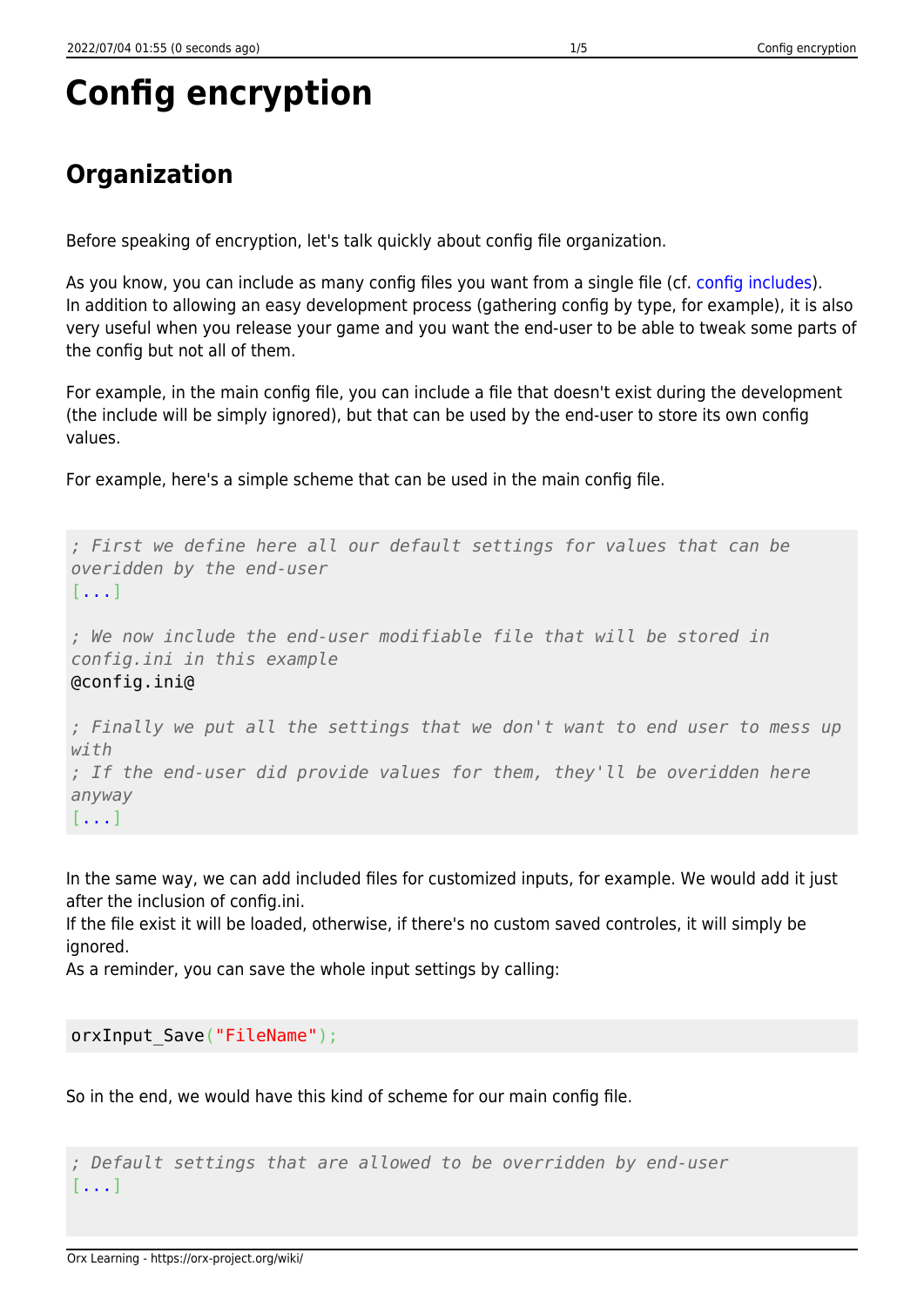# Config encryption

## Organization

Before speaking of encryption, let's talk quickly about config file organization.

As you know, you can include as many config files you want from a single file (cf. config includes).
In addition to allowing an easy development process (gathering config by type, for example), it is also very useful when you release your game and you want the end-user to be able to tweak some parts of the config but not all of them.

For example, in the main config file, you can include a file that doesn't exist during the development (the include will be simply ignored), but that can be used by the end-user to store its own config values.

For example, here's a simple scheme that can be used in the main config file.

```
; First we define here all our default settings for values that can be overidden by the end-user
[...]

; We now include the end-user modifiable file that will be stored in config.ini in this example
@config.ini@

; Finally we put all the settings that we don't want to end user to mess up with
; If the end-user did provide values for them, they'll be overidden here anyway
[...]
```

In the same way, we can add included files for customized inputs, for example. We would add it just after the inclusion of config.ini.
If the file exist it will be loaded, otherwise, if there's no custom saved controles, it will simply be ignored.
As a reminder, you can save the whole input settings by calling:

```
orxInput_Save("FileName");
```

So in the end, we would have this kind of scheme for our main config file.

```
; Default settings that are allowed to be overridden by end-user
[...]
```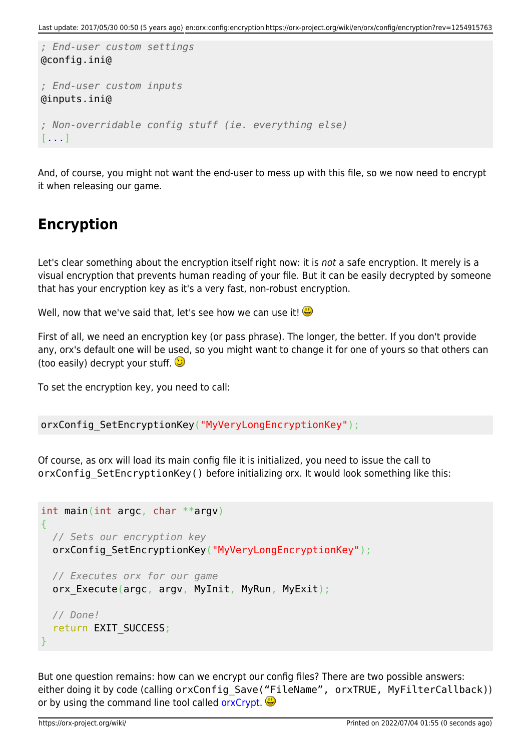```
; End-user custom settings
@config.ini@

; End-user custom inputs
@inputs.ini@

; Non-overridable config stuff (ie. everything else)
[...]
```

And, of course, you might not want the end-user to mess up with this file, so we now need to encrypt it when releasing our game.

## Encryption

Let's clear something about the encryption itself right now: it is *not* a safe encryption. It merely is a visual encryption that prevents human reading of your file. But it can be easily decrypted by someone that has your encryption key as it's a very fast, non-robust encryption.

Well, now that we've said that, let's see how we can use it! :)

First of all, we need an encryption key (or pass phrase). The longer, the better. If you don't provide any, orx's default one will be used, so you might want to change it for one of yours so that others can (too easily) decrypt your stuff. ;)

To set the encryption key, you need to call:

```
orxConfig_SetEncryptionKey("MyVeryLongEncryptionKey");
```

Of course, as orx will load its main config file it is initialized, you need to issue the call to `orxConfig_SetEncryptionKey()` before initializing orx. It would look something like this:

```
int main(int argc, char **argv)
{
  // Sets our encryption key
  orxConfig_SetEncryptionKey("MyVeryLongEncryptionKey");

  // Executes orx for our game
  orx_Execute(argc, argv, MyInit, MyRun, MyExit);

  // Done!
  return EXIT_SUCCESS;
}
```

But one question remains: how can we encrypt our config files? There are two possible answers: either doing it by code (calling `orxConfig_Save("FileName", orxTRUE, MyFilterCallback)`) or by using the command line tool called orxCrypt. :)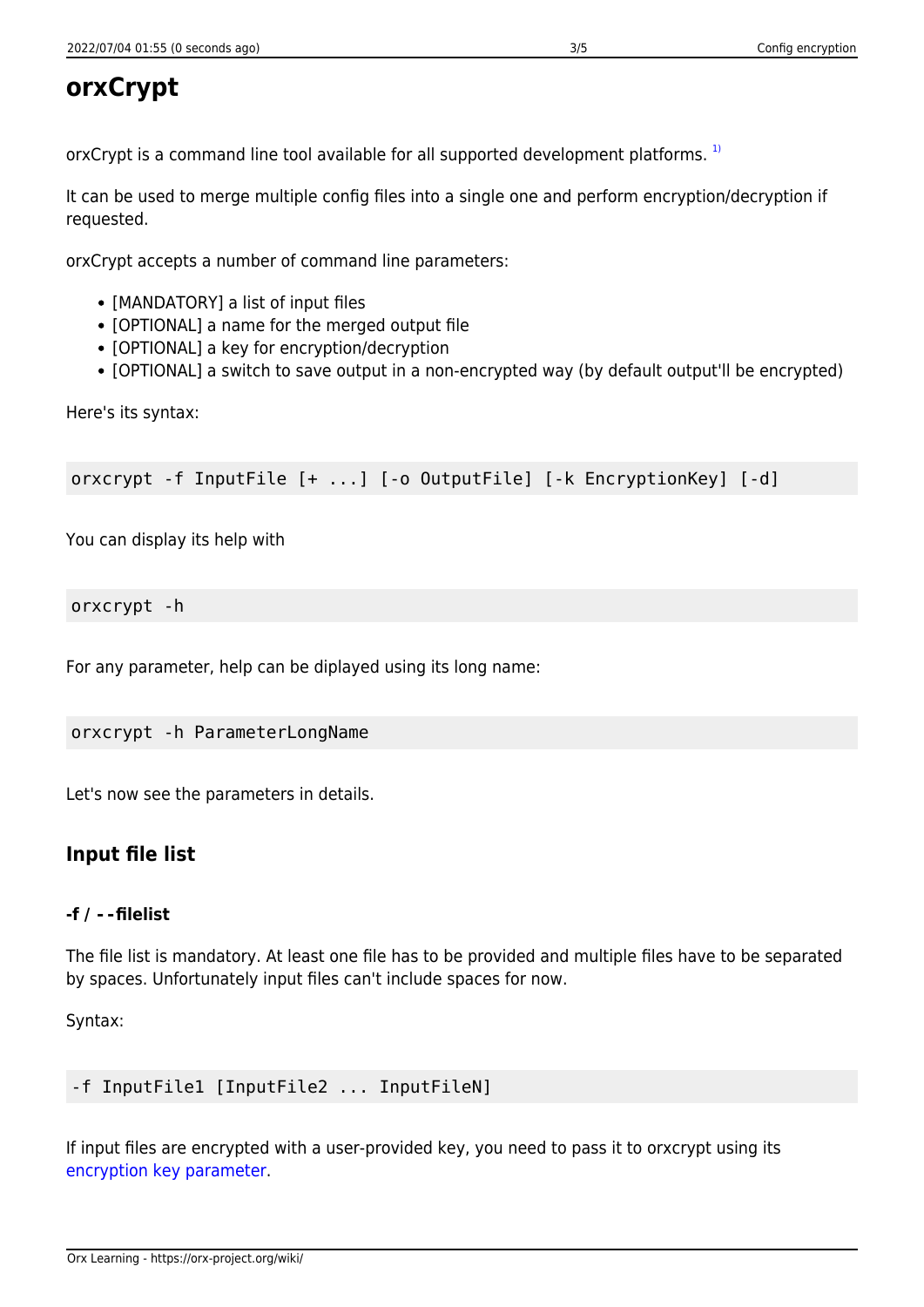# orxCrypt

orxCrypt is a command line tool available for all supported development platforms. [1)]

It can be used to merge multiple config files into a single one and perform encryption/decryption if requested.

orxCrypt accepts a number of command line parameters:

- [MANDATORY] a list of input files
- [OPTIONAL] a name for the merged output file
- [OPTIONAL] a key for encryption/decryption
- [OPTIONAL] a switch to save output in a non-encrypted way (by default output'll be encrypted)

Here's its syntax:

```
orxcrypt -f InputFile [+ ...] [-o OutputFile] [-k EncryptionKey] [-d]
```

You can display its help with

```
orxcrypt -h
```

For any parameter, help can be diplayed using its long name:

```
orxcrypt -h ParameterLongName
```

Let's now see the parameters in details.

## Input file list

### -f / --filelist

The file list is mandatory. At least one file has to be provided and multiple files have to be separated by spaces. Unfortunately input files can't include spaces for now.

Syntax:

```
-f InputFile1 [InputFile2 ... InputFileN]
```

If input files are encrypted with a user-provided key, you need to pass it to orxcrypt using its encryption key parameter.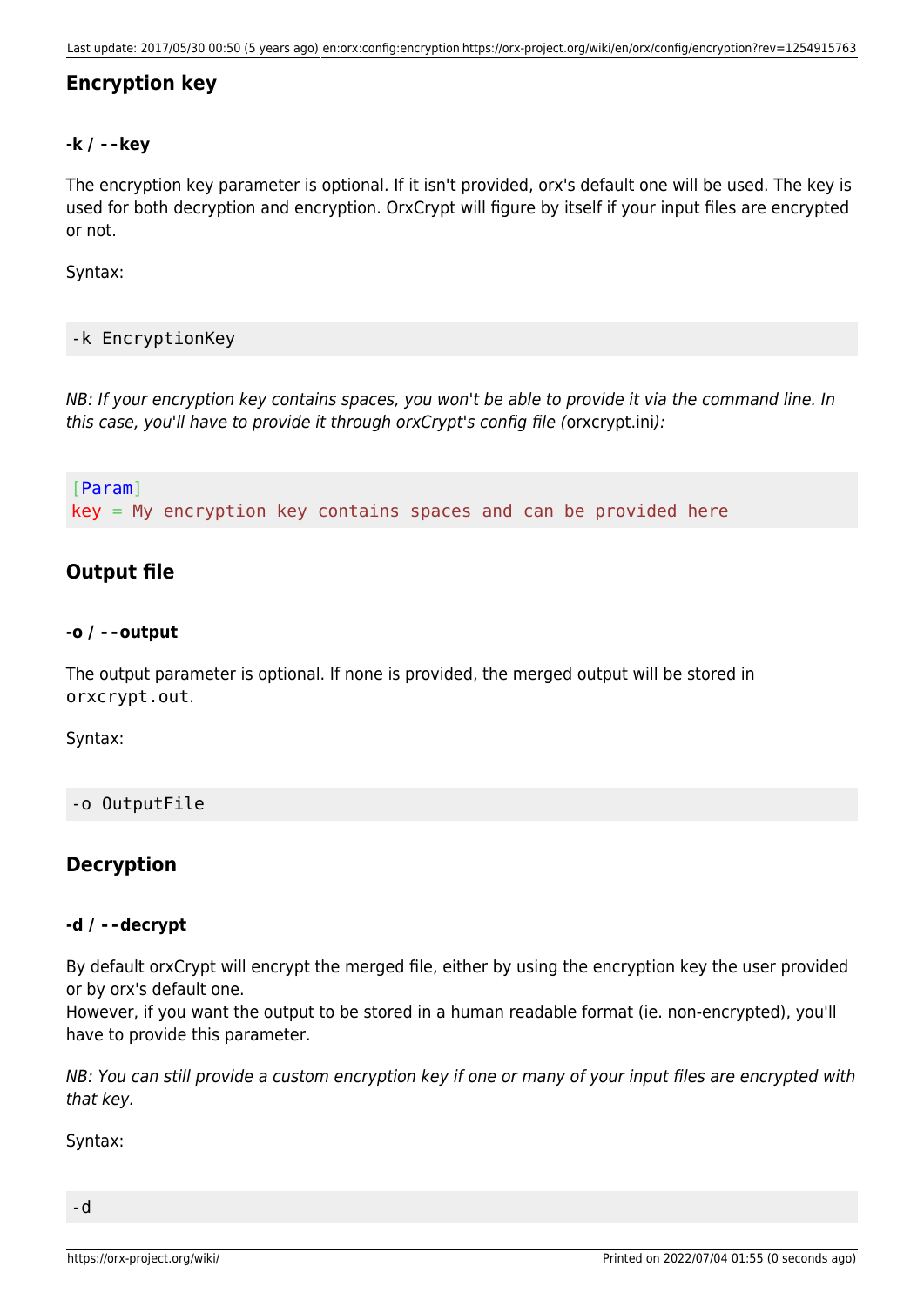## Encryption key

### -k / --key

The encryption key parameter is optional. If it isn't provided, orx's default one will be used. The key is used for both decryption and encryption. OrxCrypt will figure by itself if your input files are encrypted or not.

Syntax:

```
-k EncryptionKey
```

*NB: If your encryption key contains spaces, you won't be able to provide it via the command line. In this case, you'll have to provide it through orxCrypt's config file (*orxcrypt.ini*):*

```
[Param]
key = My encryption key contains spaces and can be provided here
```

## Output file

### -o / --output

The output parameter is optional. If none is provided, the merged output will be stored in `orxcrypt.out`.

Syntax:

```
-o OutputFile
```

## Decryption

### -d / --decrypt

By default orxCrypt will encrypt the merged file, either by using the encryption key the user provided or by orx's default one.
However, if you want the output to be stored in a human readable format (ie. non-encrypted), you'll have to provide this parameter.

*NB: You can still provide a custom encryption key if one or many of your input files are encrypted with that key.*

Syntax:

```
-d
```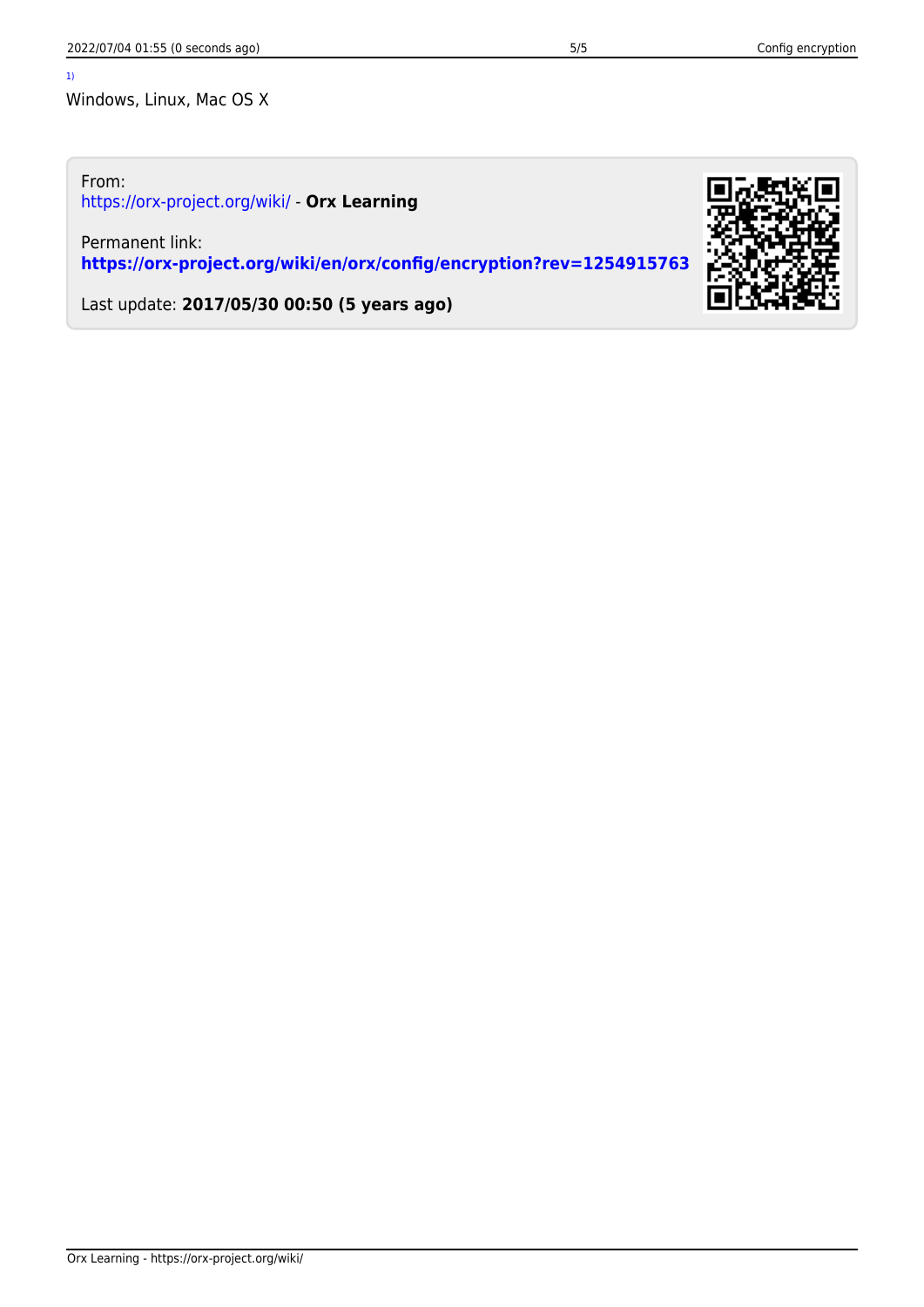[1] Windows, Linux, Mac OS X

From:
https://orx-project.org/wiki/ - **Orx Learning**

Permanent link:
**https://orx-project.org/wiki/en/orx/config/encryption?rev=1254915763**

Last update: **2017/05/30 00:50 (5 years ago)**